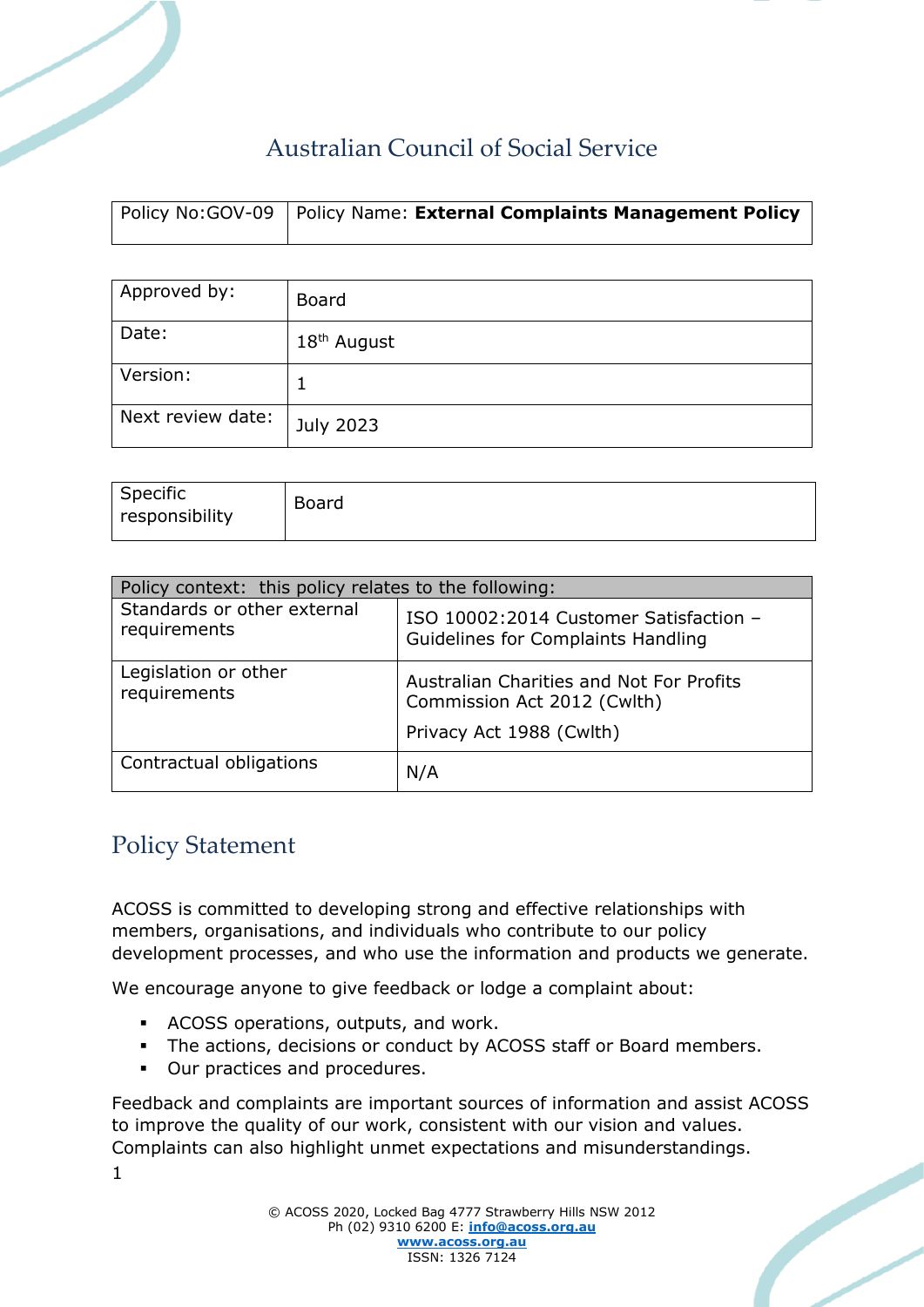# Australian Council of Social Service

| Policy No:GOV-09 | Policy Name: **External Complaints Management Policy** |
|---|---|

| Approved by: | Board |
|---|---|
| Date: | 18th August |
| Version: | 1 |
| Next review date: | July 2023 |

| Specific responsibility | Board |
|---|---|

| Policy context: this policy relates to the following: | |
|---|---|
| Standards or other external requirements | ISO 10002:2014 Customer Satisfaction – Guidelines for Complaints Handling |
| Legislation or other requirements | Australian Charities and Not For Profits Commission Act 2012 (Cwlth)<br>Privacy Act 1988 (Cwlth) |
| Contractual obligations | N/A |

## Policy Statement

ACOSS is committed to developing strong and effective relationships with members, organisations, and individuals who contribute to our policy development processes, and who use the information and products we generate.

We encourage anyone to give feedback or lodge a complaint about:

- ACOSS operations, outputs, and work.
- The actions, decisions or conduct by ACOSS staff or Board members.
- Our practices and procedures.

Feedback and complaints are important sources of information and assist ACOSS to improve the quality of our work, consistent with our vision and values. Complaints can also highlight unmet expectations and misunderstandings.

© ACOSS 2020, Locked Bag 4777 Strawberry Hills NSW 2012
Ph (02) 9310 6200 E: info@acoss.org.au
www.acoss.org.au
ISSN: 1326 7124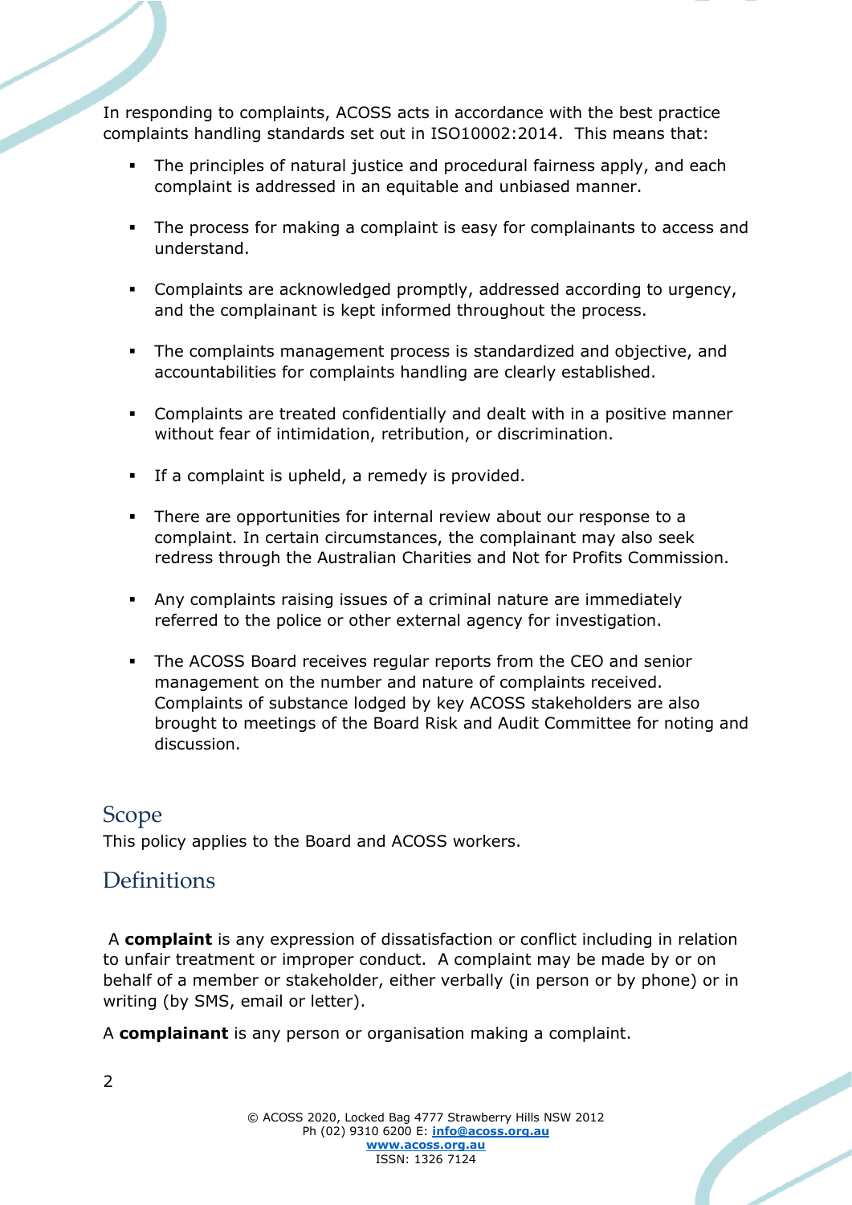In responding to complaints, ACOSS acts in accordance with the best practice complaints handling standards set out in ISO10002:2014. This means that:

- The principles of natural justice and procedural fairness apply, and each complaint is addressed in an equitable and unbiased manner.
- The process for making a complaint is easy for complainants to access and understand.
- Complaints are acknowledged promptly, addressed according to urgency, and the complainant is kept informed throughout the process.
- The complaints management process is standardized and objective, and accountabilities for complaints handling are clearly established.
- Complaints are treated confidentially and dealt with in a positive manner without fear of intimidation, retribution, or discrimination.
- If a complaint is upheld, a remedy is provided.
- There are opportunities for internal review about our response to a complaint. In certain circumstances, the complainant may also seek redress through the Australian Charities and Not for Profits Commission.
- Any complaints raising issues of a criminal nature are immediately referred to the police or other external agency for investigation.
- The ACOSS Board receives regular reports from the CEO and senior management on the number and nature of complaints received. Complaints of substance lodged by key ACOSS stakeholders are also brought to meetings of the Board Risk and Audit Committee for noting and discussion.

## Scope

This policy applies to the Board and ACOSS workers.

## Definitions

A **complaint** is any expression of dissatisfaction or conflict including in relation to unfair treatment or improper conduct. A complaint may be made by or on behalf of a member or stakeholder, either verbally (in person or by phone) or in writing (by SMS, email or letter).

A **complainant** is any person or organisation making a complaint.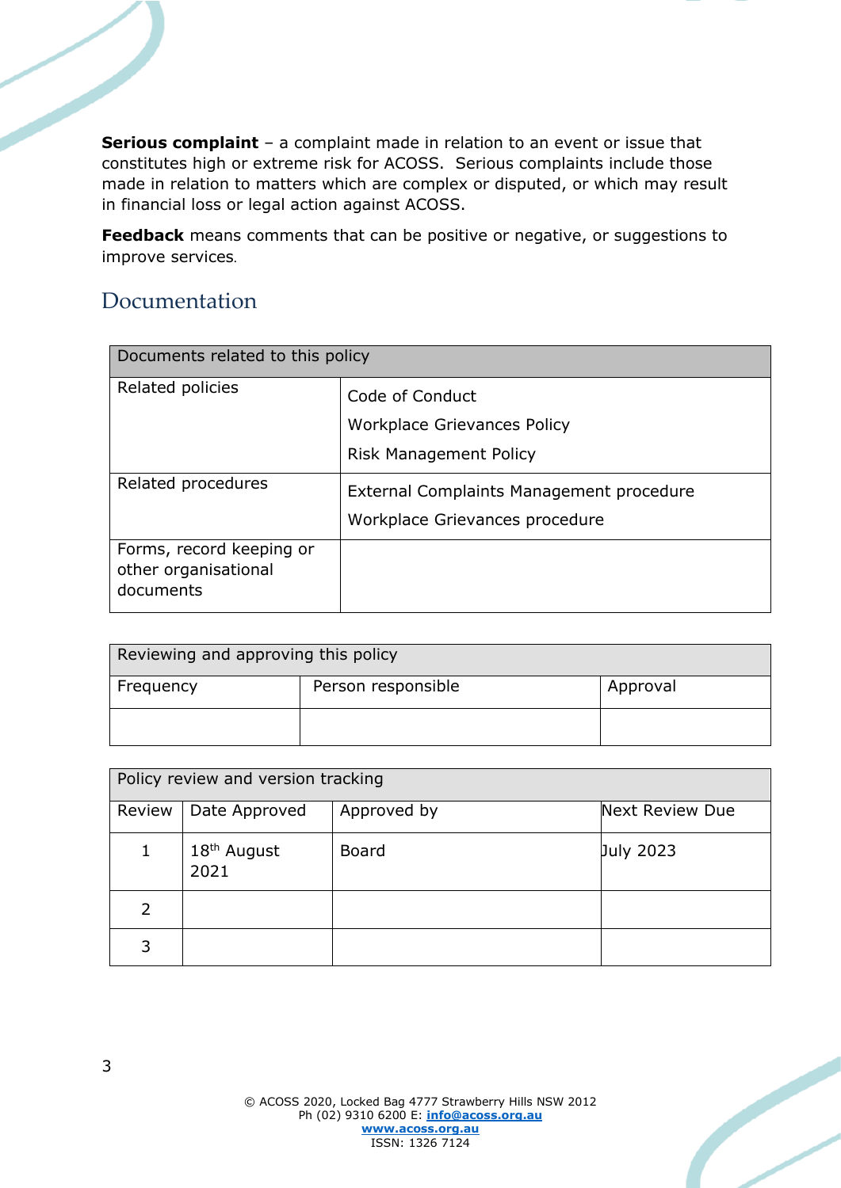**Serious complaint** – a complaint made in relation to an event or issue that constitutes high or extreme risk for ACOSS. Serious complaints include those made in relation to matters which are complex or disputed, or which may result in financial loss or legal action against ACOSS.

**Feedback** means comments that can be positive or negative, or suggestions to improve services.

## Documentation

| Documents related to this policy | |
|---|---|
| Related policies | Code of Conduct<br>Workplace Grievances Policy<br>Risk Management Policy |
| Related procedures | External Complaints Management procedure<br>Workplace Grievances procedure |
| Forms, record keeping or other organisational documents | |

| Reviewing and approving this policy | | |
|---|---|---|
| Frequency | Person responsible | Approval |
| | | |

| Policy review and version tracking | | | |
|---|---|---|---|
| Review | Date Approved | Approved by | Next Review Due |
| 1 | 18th August 2021 | Board | July 2023 |
| 2 | | | |
| 3 | | | |

© ACOSS 2020, Locked Bag 4777 Strawberry Hills NSW 2012
Ph (02) 9310 6200 E: info@acoss.org.au
www.acoss.org.au
ISSN: 1326 7124